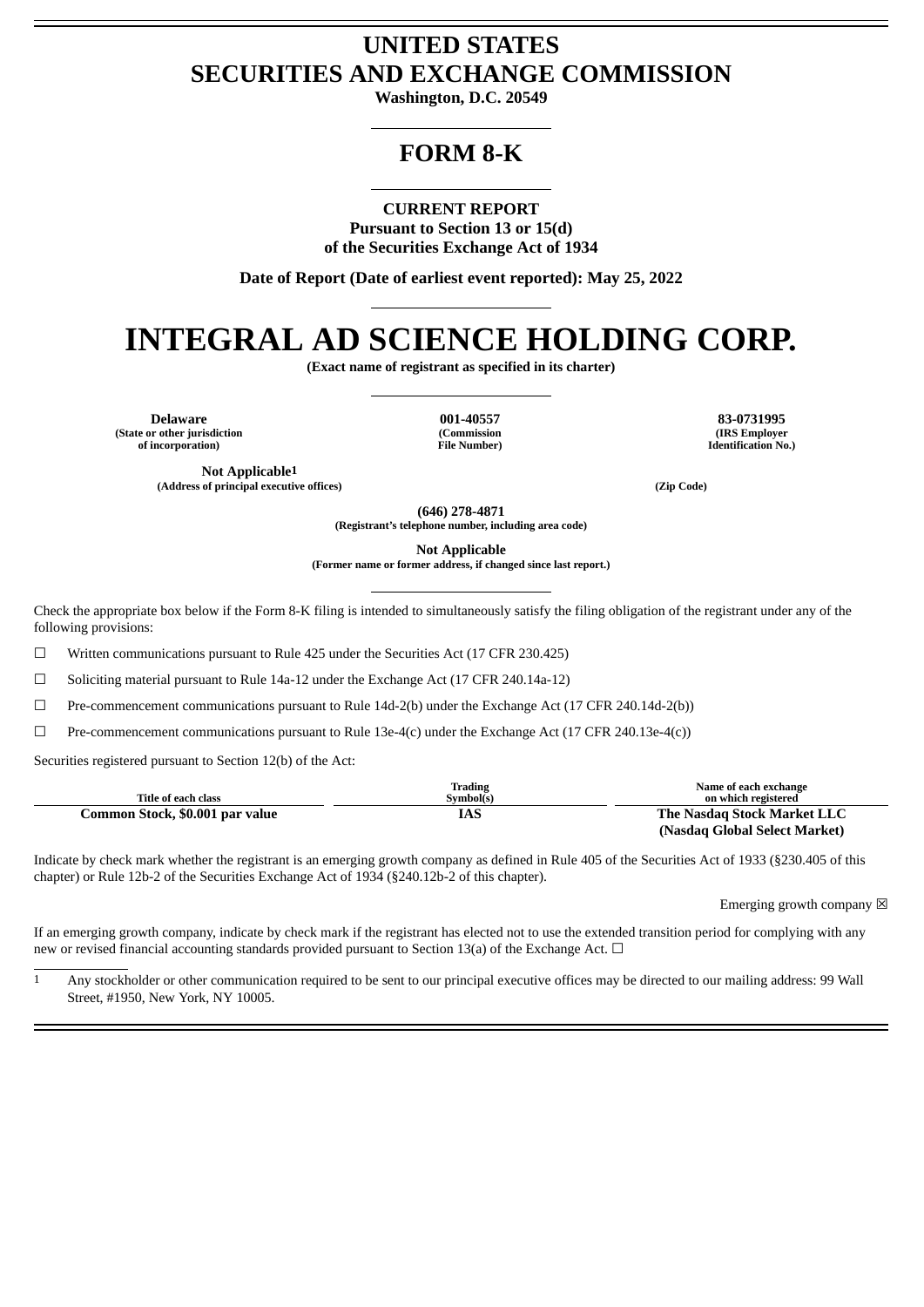# UNITED STATES
# SECURITIES AND EXCHANGE COMMISSION

**Washington, D.C. 20549**

# FORM 8-K

**CURRENT REPORT**
**Pursuant to Section 13 or 15(d)**
**of the Securities Exchange Act of 1934**

**Date of Report (Date of earliest event reported): May 25, 2022**

# INTEGRAL AD SCIENCE HOLDING CORP.

**(Exact name of registrant as specified in its charter)**

| **Delaware** | **001-40557** | **83-0731995** |
|---|---|---|
| **(State or other jurisdiction of incorporation)** | **(Commission File Number)** | **(IRS Employer Identification No.)** |

| **Not Applicable**[1] | |
|---|---|
| **(Address of principal executive offices)** | **(Zip Code)** |

**(646) 278-4871**
**(Registrant's telephone number, including area code)**

**Not Applicable**
**(Former name or former address, if changed since last report.)**

Check the appropriate box below if the Form 8-K filing is intended to simultaneously satisfy the filing obligation of the registrant under any of the following provisions:

☐ Written communications pursuant to Rule 425 under the Securities Act (17 CFR 230.425)

☐ Soliciting material pursuant to Rule 14a-12 under the Exchange Act (17 CFR 240.14a-12)

☐ Pre-commencement communications pursuant to Rule 14d-2(b) under the Exchange Act (17 CFR 240.14d-2(b))

☐ Pre-commencement communications pursuant to Rule 13e-4(c) under the Exchange Act (17 CFR 240.13e-4(c))

Securities registered pursuant to Section 12(b) of the Act:

| Title of each class | Trading Symbol(s) | Name of each exchange on which registered |
|---|---|---|
| **Common Stock, $0.001 par value** | **IAS** | **The Nasdaq Stock Market LLC (Nasdaq Global Select Market)** |

Indicate by check mark whether the registrant is an emerging growth company as defined in Rule 405 of the Securities Act of 1933 (§230.405 of this chapter) or Rule 12b-2 of the Securities Exchange Act of 1934 (§240.12b-2 of this chapter).

Emerging growth company ☒

If an emerging growth company, indicate by check mark if the registrant has elected not to use the extended transition period for complying with any new or revised financial accounting standards provided pursuant to Section 13(a) of the Exchange Act. ☐

[1] Any stockholder or other communication required to be sent to our principal executive offices may be directed to our mailing address: 99 Wall Street, #1950, New York, NY 10005.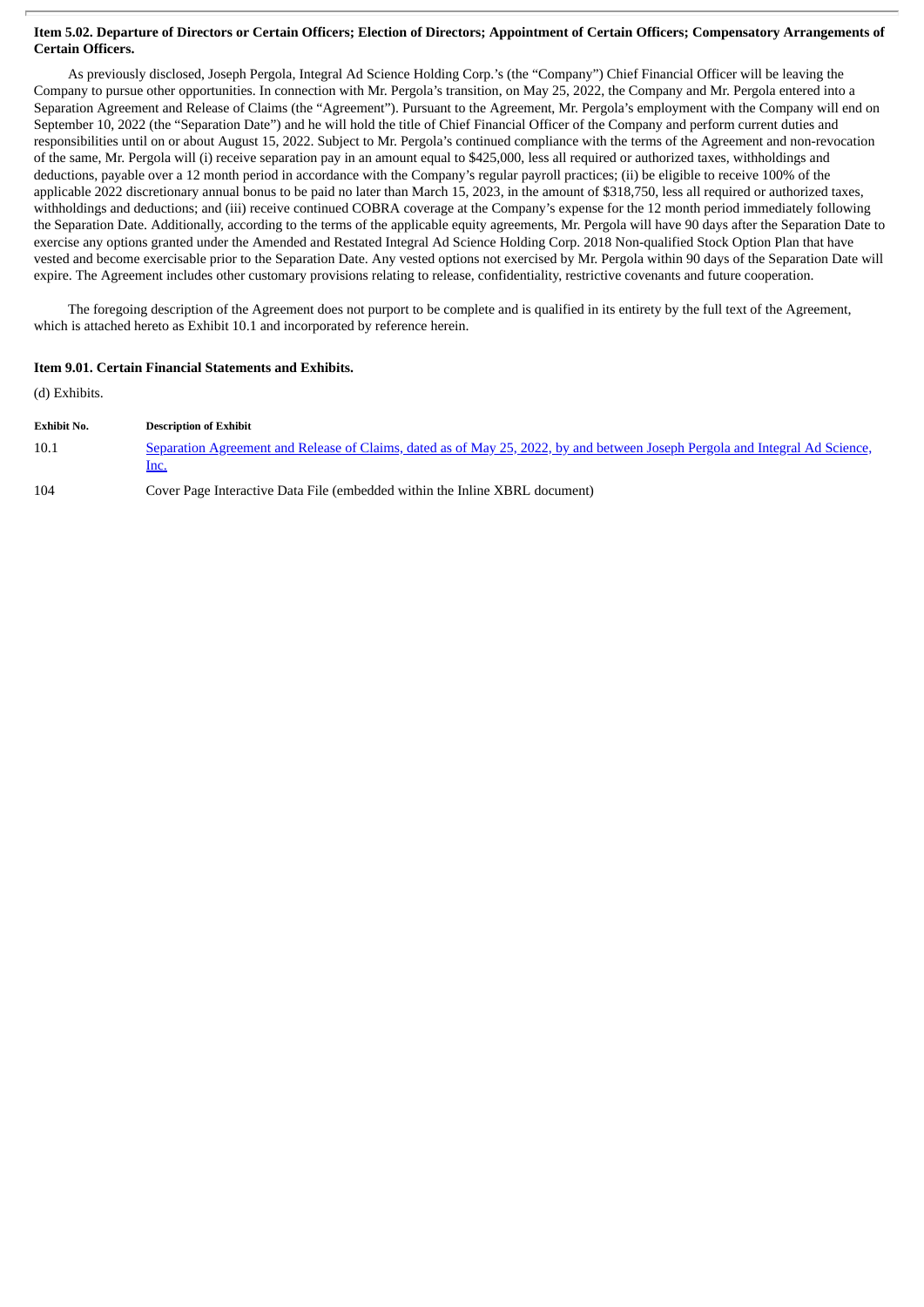**Item 5.02. Departure of Directors or Certain Officers; Election of Directors; Appointment of Certain Officers; Compensatory Arrangements of Certain Officers.**

As previously disclosed, Joseph Pergola, Integral Ad Science Holding Corp.'s (the "Company") Chief Financial Officer will be leaving the Company to pursue other opportunities. In connection with Mr. Pergola's transition, on May 25, 2022, the Company and Mr. Pergola entered into a Separation Agreement and Release of Claims (the "Agreement"). Pursuant to the Agreement, Mr. Pergola's employment with the Company will end on September 10, 2022 (the "Separation Date") and he will hold the title of Chief Financial Officer of the Company and perform current duties and responsibilities until on or about August 15, 2022. Subject to Mr. Pergola's continued compliance with the terms of the Agreement and non-revocation of the same, Mr. Pergola will (i) receive separation pay in an amount equal to $425,000, less all required or authorized taxes, withholdings and deductions, payable over a 12 month period in accordance with the Company's regular payroll practices; (ii) be eligible to receive 100% of the applicable 2022 discretionary annual bonus to be paid no later than March 15, 2023, in the amount of $318,750, less all required or authorized taxes, withholdings and deductions; and (iii) receive continued COBRA coverage at the Company's expense for the 12 month period immediately following the Separation Date. Additionally, according to the terms of the applicable equity agreements, Mr. Pergola will have 90 days after the Separation Date to exercise any options granted under the Amended and Restated Integral Ad Science Holding Corp. 2018 Non-qualified Stock Option Plan that have vested and become exercisable prior to the Separation Date. Any vested options not exercised by Mr. Pergola within 90 days of the Separation Date will expire. The Agreement includes other customary provisions relating to release, confidentiality, restrictive covenants and future cooperation.

The foregoing description of the Agreement does not purport to be complete and is qualified in its entirety by the full text of the Agreement, which is attached hereto as Exhibit 10.1 and incorporated by reference herein.

**Item 9.01. Certain Financial Statements and Exhibits.**

(d) Exhibits.

| Exhibit No. | Description of Exhibit |
|---|---|
| 10.1 | Separation Agreement and Release of Claims, dated as of May 25, 2022, by and between Joseph Pergola and Integral Ad Science, Inc. |
| 104 | Cover Page Interactive Data File (embedded within the Inline XBRL document) |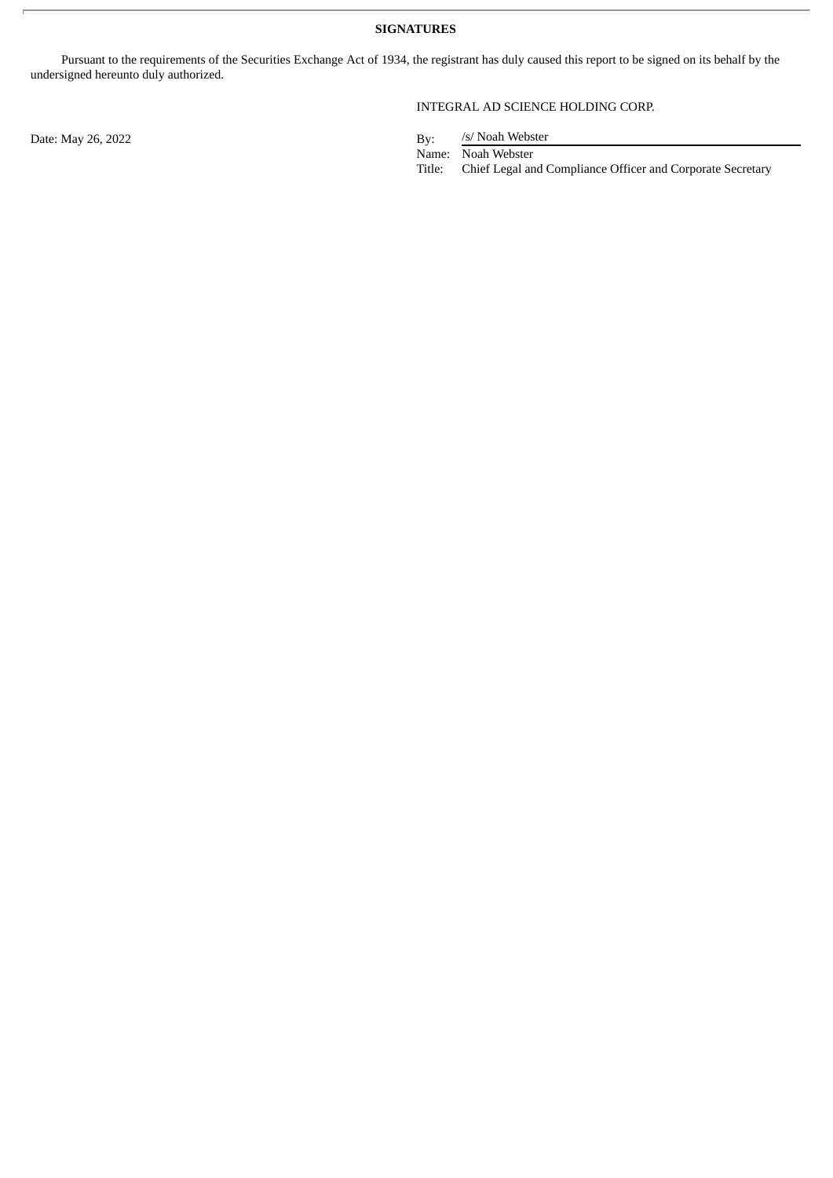**SIGNATURES**

Pursuant to the requirements of the Securities Exchange Act of 1934, the registrant has duly caused this report to be signed on its behalf by the undersigned hereunto duly authorized.

INTEGRAL AD SCIENCE HOLDING CORP.

Date: May 26, 2022

By: /s/ Noah Webster
Name: Noah Webster
Title: Chief Legal and Compliance Officer and Corporate Secretary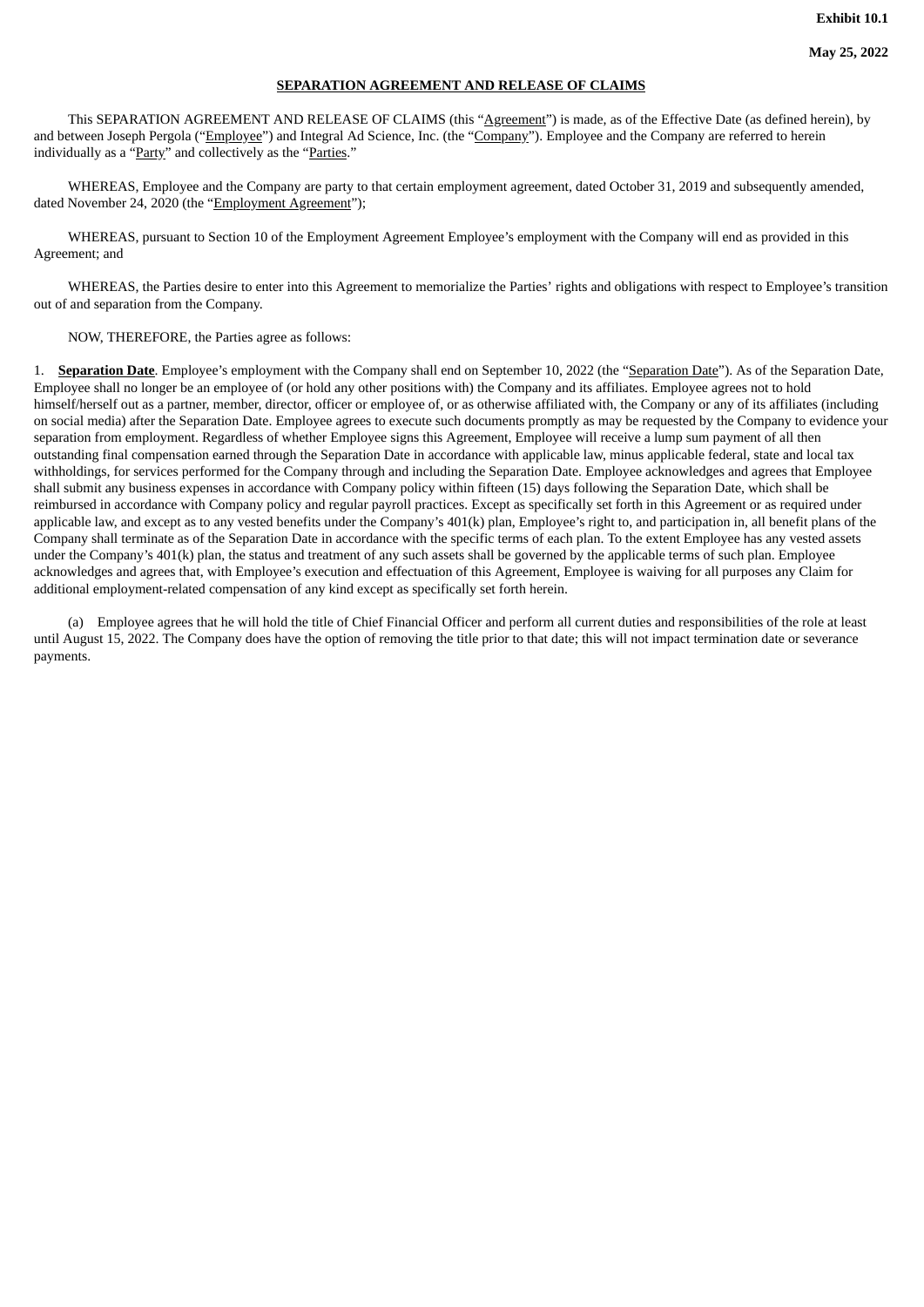**Exhibit 10.1**

**May 25, 2022**

**SEPARATION AGREEMENT AND RELEASE OF CLAIMS**

This SEPARATION AGREEMENT AND RELEASE OF CLAIMS (this "Agreement") is made, as of the Effective Date (as defined herein), by and between Joseph Pergola ("Employee") and Integral Ad Science, Inc. (the "Company"). Employee and the Company are referred to herein individually as a "Party" and collectively as the "Parties."

WHEREAS, Employee and the Company are party to that certain employment agreement, dated October 31, 2019 and subsequently amended, dated November 24, 2020 (the "Employment Agreement");

WHEREAS, pursuant to Section 10 of the Employment Agreement Employee's employment with the Company will end as provided in this Agreement; and

WHEREAS, the Parties desire to enter into this Agreement to memorialize the Parties' rights and obligations with respect to Employee's transition out of and separation from the Company.

NOW, THEREFORE, the Parties agree as follows:

1. **Separation Date**. Employee's employment with the Company shall end on September 10, 2022 (the "Separation Date"). As of the Separation Date, Employee shall no longer be an employee of (or hold any other positions with) the Company and its affiliates. Employee agrees not to hold himself/herself out as a partner, member, director, officer or employee of, or as otherwise affiliated with, the Company or any of its affiliates (including on social media) after the Separation Date. Employee agrees to execute such documents promptly as may be requested by the Company to evidence your separation from employment. Regardless of whether Employee signs this Agreement, Employee will receive a lump sum payment of all then outstanding final compensation earned through the Separation Date in accordance with applicable law, minus applicable federal, state and local tax withholdings, for services performed for the Company through and including the Separation Date. Employee acknowledges and agrees that Employee shall submit any business expenses in accordance with Company policy within fifteen (15) days following the Separation Date, which shall be reimbursed in accordance with Company policy and regular payroll practices. Except as specifically set forth in this Agreement or as required under applicable law, and except as to any vested benefits under the Company's 401(k) plan, Employee's right to, and participation in, all benefit plans of the Company shall terminate as of the Separation Date in accordance with the specific terms of each plan. To the extent Employee has any vested assets under the Company's 401(k) plan, the status and treatment of any such assets shall be governed by the applicable terms of such plan. Employee acknowledges and agrees that, with Employee's execution and effectuation of this Agreement, Employee is waiving for all purposes any Claim for additional employment-related compensation of any kind except as specifically set forth herein.

(a) Employee agrees that he will hold the title of Chief Financial Officer and perform all current duties and responsibilities of the role at least until August 15, 2022. The Company does have the option of removing the title prior to that date; this will not impact termination date or severance payments.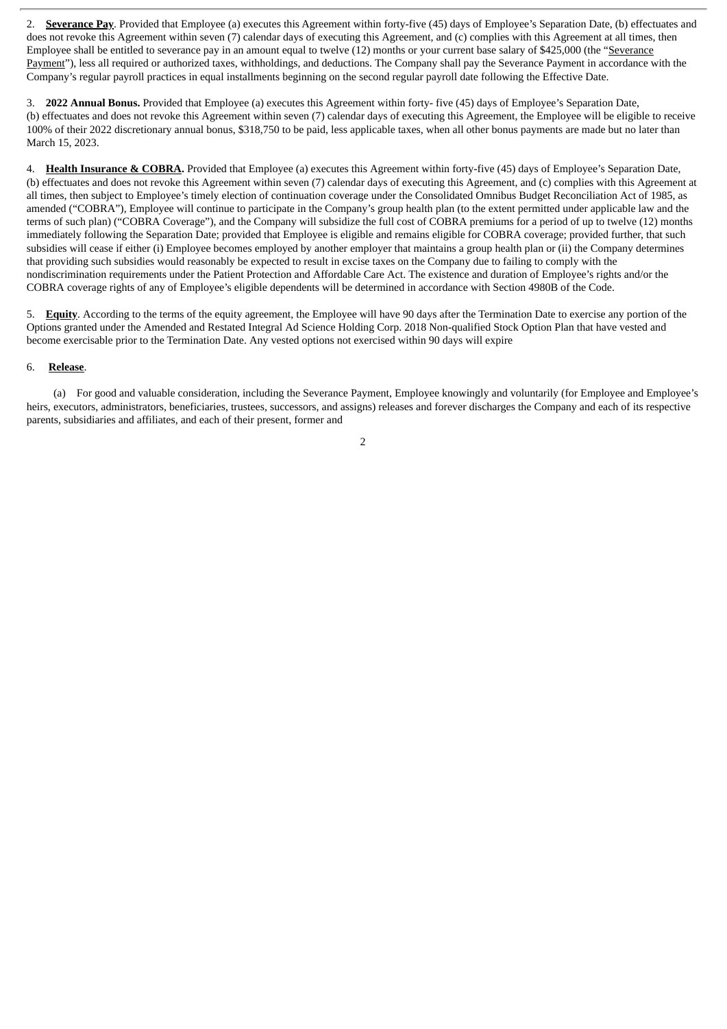2. **Severance Pay**. Provided that Employee (a) executes this Agreement within forty-five (45) days of Employee's Separation Date, (b) effectuates and does not revoke this Agreement within seven (7) calendar days of executing this Agreement, and (c) complies with this Agreement at all times, then Employee shall be entitled to severance pay in an amount equal to twelve (12) months or your current base salary of $425,000 (the "Severance Payment"), less all required or authorized taxes, withholdings, and deductions. The Company shall pay the Severance Payment in accordance with the Company's regular payroll practices in equal installments beginning on the second regular payroll date following the Effective Date.

3. **2022 Annual Bonus.** Provided that Employee (a) executes this Agreement within forty- five (45) days of Employee's Separation Date, (b) effectuates and does not revoke this Agreement within seven (7) calendar days of executing this Agreement, the Employee will be eligible to receive 100% of their 2022 discretionary annual bonus, $318,750 to be paid, less applicable taxes, when all other bonus payments are made but no later than March 15, 2023.

4. **Health Insurance & COBRA.** Provided that Employee (a) executes this Agreement within forty-five (45) days of Employee's Separation Date, (b) effectuates and does not revoke this Agreement within seven (7) calendar days of executing this Agreement, and (c) complies with this Agreement at all times, then subject to Employee's timely election of continuation coverage under the Consolidated Omnibus Budget Reconciliation Act of 1985, as amended ("COBRA"), Employee will continue to participate in the Company's group health plan (to the extent permitted under applicable law and the terms of such plan) ("COBRA Coverage"), and the Company will subsidize the full cost of COBRA premiums for a period of up to twelve (12) months immediately following the Separation Date; provided that Employee is eligible and remains eligible for COBRA coverage; provided further, that such subsidies will cease if either (i) Employee becomes employed by another employer that maintains a group health plan or (ii) the Company determines that providing such subsidies would reasonably be expected to result in excise taxes on the Company due to failing to comply with the nondiscrimination requirements under the Patient Protection and Affordable Care Act. The existence and duration of Employee's rights and/or the COBRA coverage rights of any of Employee's eligible dependents will be determined in accordance with Section 4980B of the Code.

5. **Equity**. According to the terms of the equity agreement, the Employee will have 90 days after the Termination Date to exercise any portion of the Options granted under the Amended and Restated Integral Ad Science Holding Corp. 2018 Non-qualified Stock Option Plan that have vested and become exercisable prior to the Termination Date. Any vested options not exercised within 90 days will expire

6. **Release**.

(a) For good and valuable consideration, including the Severance Payment, Employee knowingly and voluntarily (for Employee and Employee's heirs, executors, administrators, beneficiaries, trustees, successors, and assigns) releases and forever discharges the Company and each of its respective parents, subsidiaries and affiliates, and each of their present, former and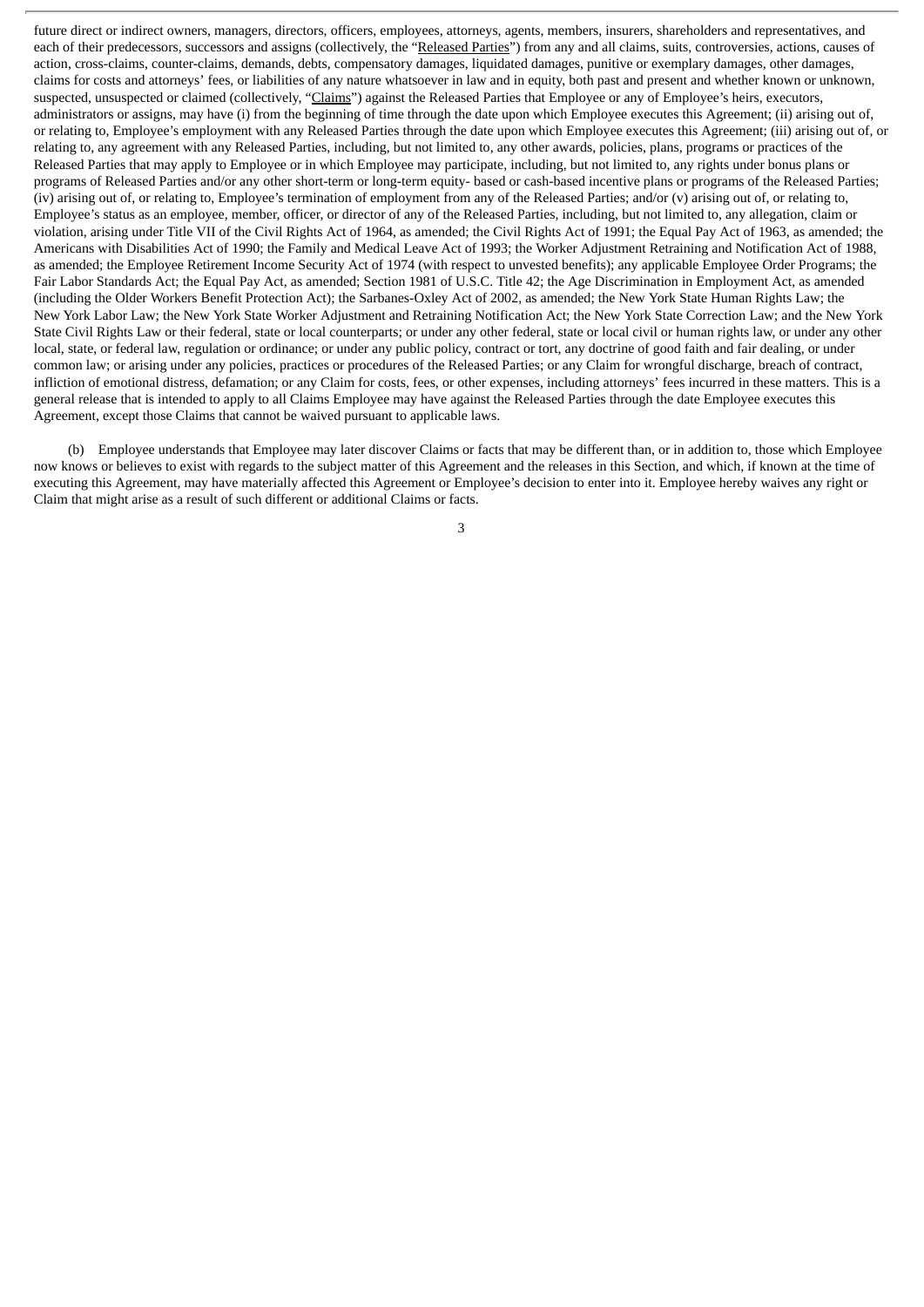future direct or indirect owners, managers, directors, officers, employees, attorneys, agents, members, insurers, shareholders and representatives, and each of their predecessors, successors and assigns (collectively, the "Released Parties") from any and all claims, suits, controversies, actions, causes of action, cross-claims, counter-claims, demands, debts, compensatory damages, liquidated damages, punitive or exemplary damages, other damages, claims for costs and attorneys' fees, or liabilities of any nature whatsoever in law and in equity, both past and present and whether known or unknown, suspected, unsuspected or claimed (collectively, "Claims") against the Released Parties that Employee or any of Employee's heirs, executors, administrators or assigns, may have (i) from the beginning of time through the date upon which Employee executes this Agreement; (ii) arising out of, or relating to, Employee's employment with any Released Parties through the date upon which Employee executes this Agreement; (iii) arising out of, or relating to, any agreement with any Released Parties, including, but not limited to, any other awards, policies, plans, programs or practices of the Released Parties that may apply to Employee or in which Employee may participate, including, but not limited to, any rights under bonus plans or programs of Released Parties and/or any other short-term or long-term equity- based or cash-based incentive plans or programs of the Released Parties; (iv) arising out of, or relating to, Employee's termination of employment from any of the Released Parties; and/or (v) arising out of, or relating to, Employee's status as an employee, member, officer, or director of any of the Released Parties, including, but not limited to, any allegation, claim or violation, arising under Title VII of the Civil Rights Act of 1964, as amended; the Civil Rights Act of 1991; the Equal Pay Act of 1963, as amended; the Americans with Disabilities Act of 1990; the Family and Medical Leave Act of 1993; the Worker Adjustment Retraining and Notification Act of 1988, as amended; the Employee Retirement Income Security Act of 1974 (with respect to unvested benefits); any applicable Employee Order Programs; the Fair Labor Standards Act; the Equal Pay Act, as amended; Section 1981 of U.S.C. Title 42; the Age Discrimination in Employment Act, as amended (including the Older Workers Benefit Protection Act); the Sarbanes-Oxley Act of 2002, as amended; the New York State Human Rights Law; the New York Labor Law; the New York State Worker Adjustment and Retraining Notification Act; the New York State Correction Law; and the New York State Civil Rights Law or their federal, state or local counterparts; or under any other federal, state or local civil or human rights law, or under any other local, state, or federal law, regulation or ordinance; or under any public policy, contract or tort, any doctrine of good faith and fair dealing, or under common law; or arising under any policies, practices or procedures of the Released Parties; or any Claim for wrongful discharge, breach of contract, infliction of emotional distress, defamation; or any Claim for costs, fees, or other expenses, including attorneys' fees incurred in these matters. This is a general release that is intended to apply to all Claims Employee may have against the Released Parties through the date Employee executes this Agreement, except those Claims that cannot be waived pursuant to applicable laws.

(b) Employee understands that Employee may later discover Claims or facts that may be different than, or in addition to, those which Employee now knows or believes to exist with regards to the subject matter of this Agreement and the releases in this Section, and which, if known at the time of executing this Agreement, may have materially affected this Agreement or Employee's decision to enter into it. Employee hereby waives any right or Claim that might arise as a result of such different or additional Claims or facts.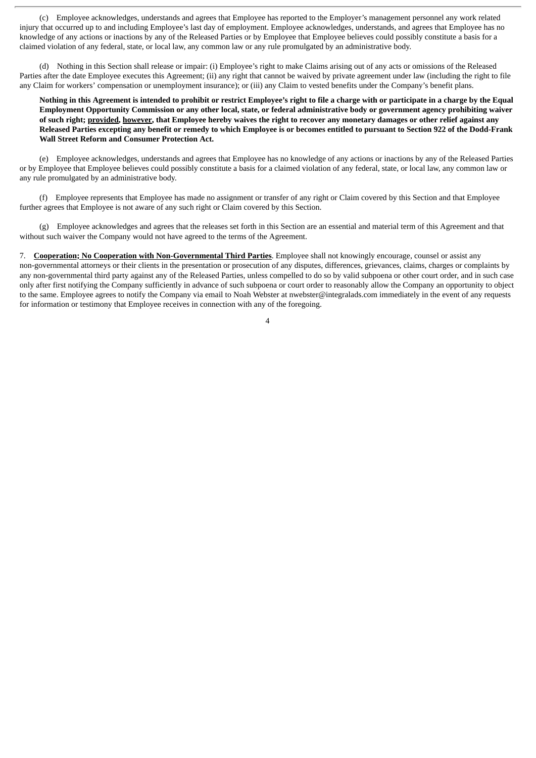(c) Employee acknowledges, understands and agrees that Employee has reported to the Employer's management personnel any work related injury that occurred up to and including Employee's last day of employment. Employee acknowledges, understands, and agrees that Employee has no knowledge of any actions or inactions by any of the Released Parties or by Employee that Employee believes could possibly constitute a basis for a claimed violation of any federal, state, or local law, any common law or any rule promulgated by an administrative body.

(d) Nothing in this Section shall release or impair: (i) Employee's right to make Claims arising out of any acts or omissions of the Released Parties after the date Employee executes this Agreement; (ii) any right that cannot be waived by private agreement under law (including the right to file any Claim for workers' compensation or unemployment insurance); or (iii) any Claim to vested benefits under the Company's benefit plans.

**Nothing in this Agreement is intended to prohibit or restrict Employee's right to file a charge with or participate in a charge by the Equal Employment Opportunity Commission or any other local, state, or federal administrative body or government agency prohibiting waiver of such right; <u>provided</u>, <u>however</u>, that Employee hereby waives the right to recover any monetary damages or other relief against any Released Parties excepting any benefit or remedy to which Employee is or becomes entitled to pursuant to Section 922 of the Dodd-Frank Wall Street Reform and Consumer Protection Act.**

(e) Employee acknowledges, understands and agrees that Employee has no knowledge of any actions or inactions by any of the Released Parties or by Employee that Employee believes could possibly constitute a basis for a claimed violation of any federal, state, or local law, any common law or any rule promulgated by an administrative body.

(f) Employee represents that Employee has made no assignment or transfer of any right or Claim covered by this Section and that Employee further agrees that Employee is not aware of any such right or Claim covered by this Section.

(g) Employee acknowledges and agrees that the releases set forth in this Section are an essential and material term of this Agreement and that without such waiver the Company would not have agreed to the terms of the Agreement.

7. **<u>Cooperation; No Cooperation with Non-Governmental Third Parties</u>**. Employee shall not knowingly encourage, counsel or assist any non-governmental attorneys or their clients in the presentation or prosecution of any disputes, differences, grievances, claims, charges or complaints by any non-governmental third party against any of the Released Parties, unless compelled to do so by valid subpoena or other court order, and in such case only after first notifying the Company sufficiently in advance of such subpoena or court order to reasonably allow the Company an opportunity to object to the same. Employee agrees to notify the Company via email to Noah Webster at nwebster@integralads.com immediately in the event of any requests for information or testimony that Employee receives in connection with any of the foregoing.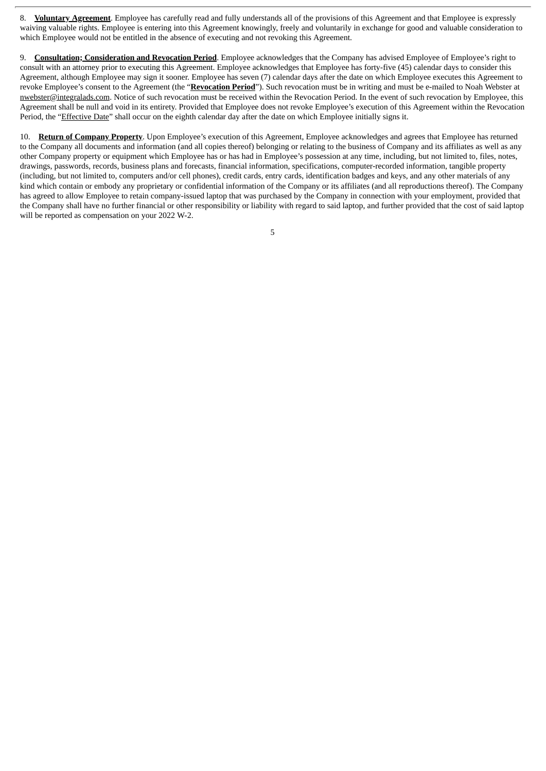8. **Voluntary Agreement**. Employee has carefully read and fully understands all of the provisions of this Agreement and that Employee is expressly waiving valuable rights. Employee is entering into this Agreement knowingly, freely and voluntarily in exchange for good and valuable consideration to which Employee would not be entitled in the absence of executing and not revoking this Agreement.

9. **Consultation; Consideration and Revocation Period**. Employee acknowledges that the Company has advised Employee of Employee's right to consult with an attorney prior to executing this Agreement. Employee acknowledges that Employee has forty-five (45) calendar days to consider this Agreement, although Employee may sign it sooner. Employee has seven (7) calendar days after the date on which Employee executes this Agreement to revoke Employee's consent to the Agreement (the "**Revocation Period**"). Such revocation must be in writing and must be e-mailed to Noah Webster at nwebster@integralads.com. Notice of such revocation must be received within the Revocation Period. In the event of such revocation by Employee, this Agreement shall be null and void in its entirety. Provided that Employee does not revoke Employee's execution of this Agreement within the Revocation Period, the "Effective Date" shall occur on the eighth calendar day after the date on which Employee initially signs it.

10. **Return of Company Property**. Upon Employee's execution of this Agreement, Employee acknowledges and agrees that Employee has returned to the Company all documents and information (and all copies thereof) belonging or relating to the business of Company and its affiliates as well as any other Company property or equipment which Employee has or has had in Employee's possession at any time, including, but not limited to, files, notes, drawings, passwords, records, business plans and forecasts, financial information, specifications, computer-recorded information, tangible property (including, but not limited to, computers and/or cell phones), credit cards, entry cards, identification badges and keys, and any other materials of any kind which contain or embody any proprietary or confidential information of the Company or its affiliates (and all reproductions thereof). The Company has agreed to allow Employee to retain company-issued laptop that was purchased by the Company in connection with your employment, provided that the Company shall have no further financial or other responsibility or liability with regard to said laptop, and further provided that the cost of said laptop will be reported as compensation on your 2022 W-2.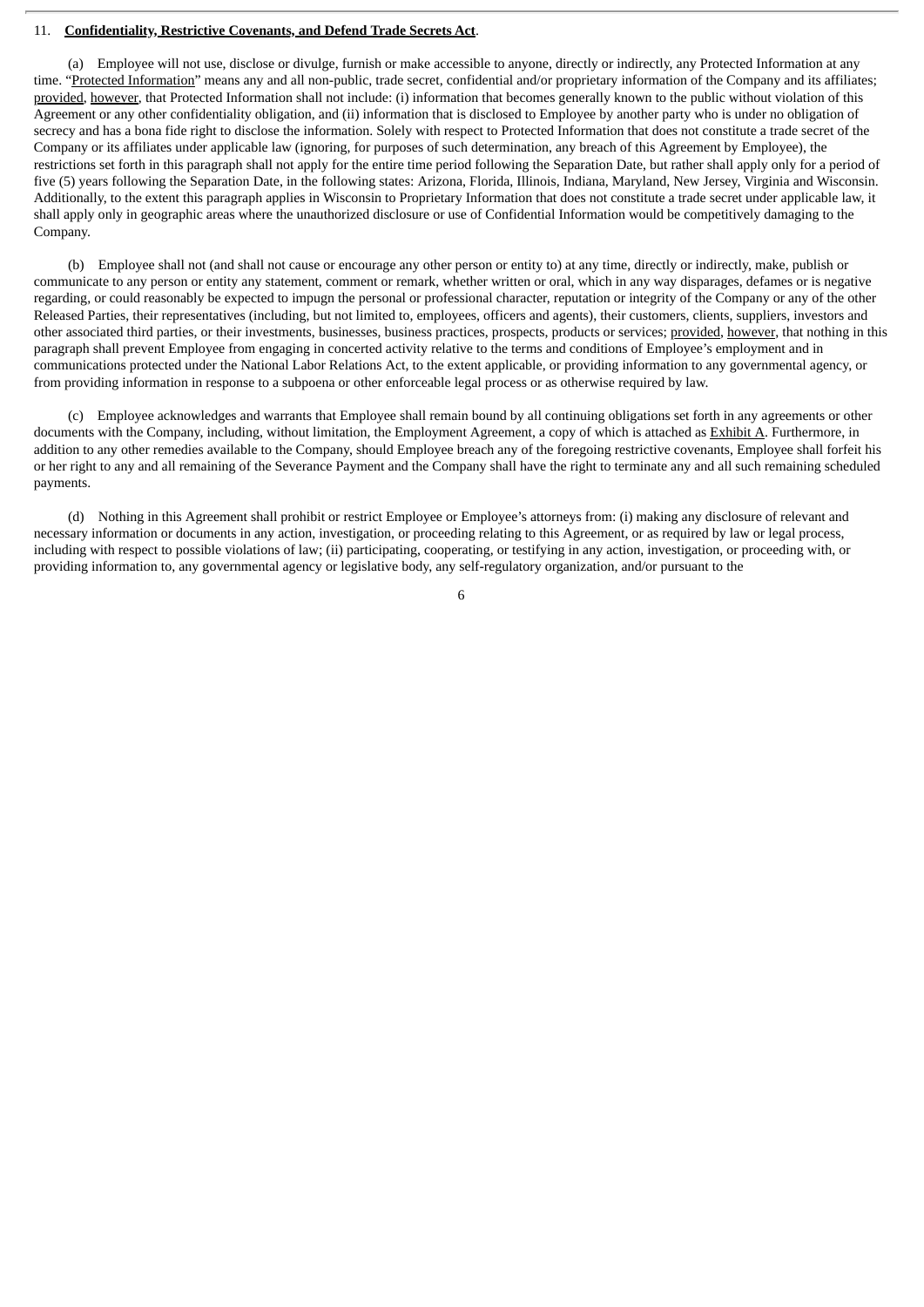11. **Confidentiality, Restrictive Covenants, and Defend Trade Secrets Act**.

(a) Employee will not use, disclose or divulge, furnish or make accessible to anyone, directly or indirectly, any Protected Information at any time. "Protected Information" means any and all non-public, trade secret, confidential and/or proprietary information of the Company and its affiliates; provided, however, that Protected Information shall not include: (i) information that becomes generally known to the public without violation of this Agreement or any other confidentiality obligation, and (ii) information that is disclosed to Employee by another party who is under no obligation of secrecy and has a bona fide right to disclose the information. Solely with respect to Protected Information that does not constitute a trade secret of the Company or its affiliates under applicable law (ignoring, for purposes of such determination, any breach of this Agreement by Employee), the restrictions set forth in this paragraph shall not apply for the entire time period following the Separation Date, but rather shall apply only for a period of five (5) years following the Separation Date, in the following states: Arizona, Florida, Illinois, Indiana, Maryland, New Jersey, Virginia and Wisconsin. Additionally, to the extent this paragraph applies in Wisconsin to Proprietary Information that does not constitute a trade secret under applicable law, it shall apply only in geographic areas where the unauthorized disclosure or use of Confidential Information would be competitively damaging to the Company.

(b) Employee shall not (and shall not cause or encourage any other person or entity to) at any time, directly or indirectly, make, publish or communicate to any person or entity any statement, comment or remark, whether written or oral, which in any way disparages, defames or is negative regarding, or could reasonably be expected to impugn the personal or professional character, reputation or integrity of the Company or any of the other Released Parties, their representatives (including, but not limited to, employees, officers and agents), their customers, clients, suppliers, investors and other associated third parties, or their investments, businesses, business practices, prospects, products or services; provided, however, that nothing in this paragraph shall prevent Employee from engaging in concerted activity relative to the terms and conditions of Employee's employment and in communications protected under the National Labor Relations Act, to the extent applicable, or providing information to any governmental agency, or from providing information in response to a subpoena or other enforceable legal process or as otherwise required by law.

(c) Employee acknowledges and warrants that Employee shall remain bound by all continuing obligations set forth in any agreements or other documents with the Company, including, without limitation, the Employment Agreement, a copy of which is attached as Exhibit A. Furthermore, in addition to any other remedies available to the Company, should Employee breach any of the foregoing restrictive covenants, Employee shall forfeit his or her right to any and all remaining of the Severance Payment and the Company shall have the right to terminate any and all such remaining scheduled payments.

(d) Nothing in this Agreement shall prohibit or restrict Employee or Employee's attorneys from: (i) making any disclosure of relevant and necessary information or documents in any action, investigation, or proceeding relating to this Agreement, or as required by law or legal process, including with respect to possible violations of law; (ii) participating, cooperating, or testifying in any action, investigation, or proceeding with, or providing information to, any governmental agency or legislative body, any self-regulatory organization, and/or pursuant to the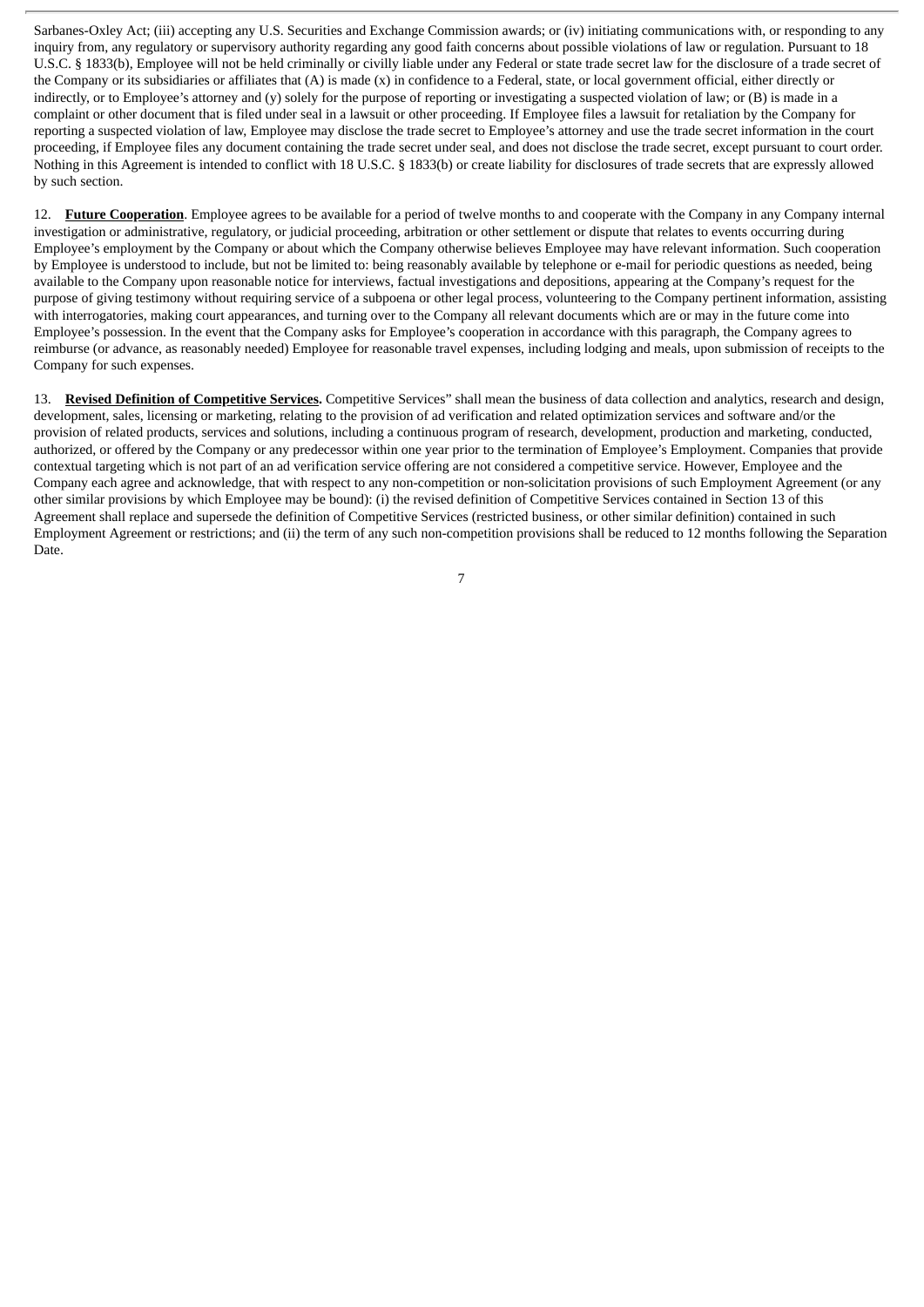Sarbanes-Oxley Act; (iii) accepting any U.S. Securities and Exchange Commission awards; or (iv) initiating communications with, or responding to any inquiry from, any regulatory or supervisory authority regarding any good faith concerns about possible violations of law or regulation. Pursuant to 18 U.S.C. § 1833(b), Employee will not be held criminally or civilly liable under any Federal or state trade secret law for the disclosure of a trade secret of the Company or its subsidiaries or affiliates that (A) is made (x) in confidence to a Federal, state, or local government official, either directly or indirectly, or to Employee's attorney and (y) solely for the purpose of reporting or investigating a suspected violation of law; or (B) is made in a complaint or other document that is filed under seal in a lawsuit or other proceeding. If Employee files a lawsuit for retaliation by the Company for reporting a suspected violation of law, Employee may disclose the trade secret to Employee's attorney and use the trade secret information in the court proceeding, if Employee files any document containing the trade secret under seal, and does not disclose the trade secret, except pursuant to court order. Nothing in this Agreement is intended to conflict with 18 U.S.C. § 1833(b) or create liability for disclosures of trade secrets that are expressly allowed by such section.

12. **Future Cooperation**. Employee agrees to be available for a period of twelve months to and cooperate with the Company in any Company internal investigation or administrative, regulatory, or judicial proceeding, arbitration or other settlement or dispute that relates to events occurring during Employee's employment by the Company or about which the Company otherwise believes Employee may have relevant information. Such cooperation by Employee is understood to include, but not be limited to: being reasonably available by telephone or e-mail for periodic questions as needed, being available to the Company upon reasonable notice for interviews, factual investigations and depositions, appearing at the Company's request for the purpose of giving testimony without requiring service of a subpoena or other legal process, volunteering to the Company pertinent information, assisting with interrogatories, making court appearances, and turning over to the Company all relevant documents which are or may in the future come into Employee's possession. In the event that the Company asks for Employee's cooperation in accordance with this paragraph, the Company agrees to reimburse (or advance, as reasonably needed) Employee for reasonable travel expenses, including lodging and meals, upon submission of receipts to the Company for such expenses.

13. **Revised Definition of Competitive Services.** Competitive Services" shall mean the business of data collection and analytics, research and design, development, sales, licensing or marketing, relating to the provision of ad verification and related optimization services and software and/or the provision of related products, services and solutions, including a continuous program of research, development, production and marketing, conducted, authorized, or offered by the Company or any predecessor within one year prior to the termination of Employee's Employment. Companies that provide contextual targeting which is not part of an ad verification service offering are not considered a competitive service. However, Employee and the Company each agree and acknowledge, that with respect to any non-competition or non-solicitation provisions of such Employment Agreement (or any other similar provisions by which Employee may be bound): (i) the revised definition of Competitive Services contained in Section 13 of this Agreement shall replace and supersede the definition of Competitive Services (restricted business, or other similar definition) contained in such Employment Agreement or restrictions; and (ii) the term of any such non-competition provisions shall be reduced to 12 months following the Separation Date.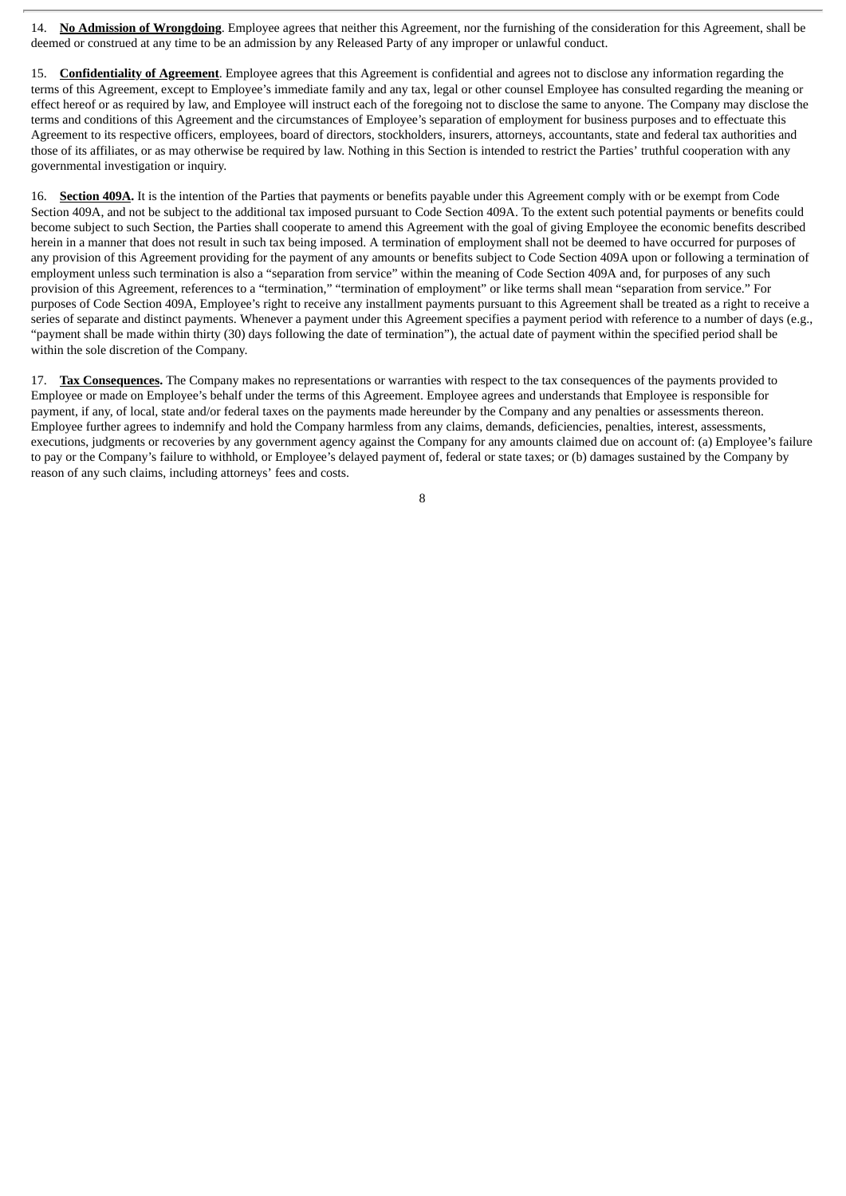14. **No Admission of Wrongdoing**. Employee agrees that neither this Agreement, nor the furnishing of the consideration for this Agreement, shall be deemed or construed at any time to be an admission by any Released Party of any improper or unlawful conduct.

15. **Confidentiality of Agreement**. Employee agrees that this Agreement is confidential and agrees not to disclose any information regarding the terms of this Agreement, except to Employee's immediate family and any tax, legal or other counsel Employee has consulted regarding the meaning or effect hereof or as required by law, and Employee will instruct each of the foregoing not to disclose the same to anyone. The Company may disclose the terms and conditions of this Agreement and the circumstances of Employee's separation of employment for business purposes and to effectuate this Agreement to its respective officers, employees, board of directors, stockholders, insurers, attorneys, accountants, state and federal tax authorities and those of its affiliates, or as may otherwise be required by law. Nothing in this Section is intended to restrict the Parties' truthful cooperation with any governmental investigation or inquiry.

16. **Section 409A.** It is the intention of the Parties that payments or benefits payable under this Agreement comply with or be exempt from Code Section 409A, and not be subject to the additional tax imposed pursuant to Code Section 409A. To the extent such potential payments or benefits could become subject to such Section, the Parties shall cooperate to amend this Agreement with the goal of giving Employee the economic benefits described herein in a manner that does not result in such tax being imposed. A termination of employment shall not be deemed to have occurred for purposes of any provision of this Agreement providing for the payment of any amounts or benefits subject to Code Section 409A upon or following a termination of employment unless such termination is also a "separation from service" within the meaning of Code Section 409A and, for purposes of any such provision of this Agreement, references to a "termination," "termination of employment" or like terms shall mean "separation from service." For purposes of Code Section 409A, Employee's right to receive any installment payments pursuant to this Agreement shall be treated as a right to receive a series of separate and distinct payments. Whenever a payment under this Agreement specifies a payment period with reference to a number of days (e.g., "payment shall be made within thirty (30) days following the date of termination"), the actual date of payment within the specified period shall be within the sole discretion of the Company.

17. **Tax Consequences.** The Company makes no representations or warranties with respect to the tax consequences of the payments provided to Employee or made on Employee's behalf under the terms of this Agreement. Employee agrees and understands that Employee is responsible for payment, if any, of local, state and/or federal taxes on the payments made hereunder by the Company and any penalties or assessments thereon. Employee further agrees to indemnify and hold the Company harmless from any claims, demands, deficiencies, penalties, interest, assessments, executions, judgments or recoveries by any government agency against the Company for any amounts claimed due on account of: (a) Employee's failure to pay or the Company's failure to withhold, or Employee's delayed payment of, federal or state taxes; or (b) damages sustained by the Company by reason of any such claims, including attorneys' fees and costs.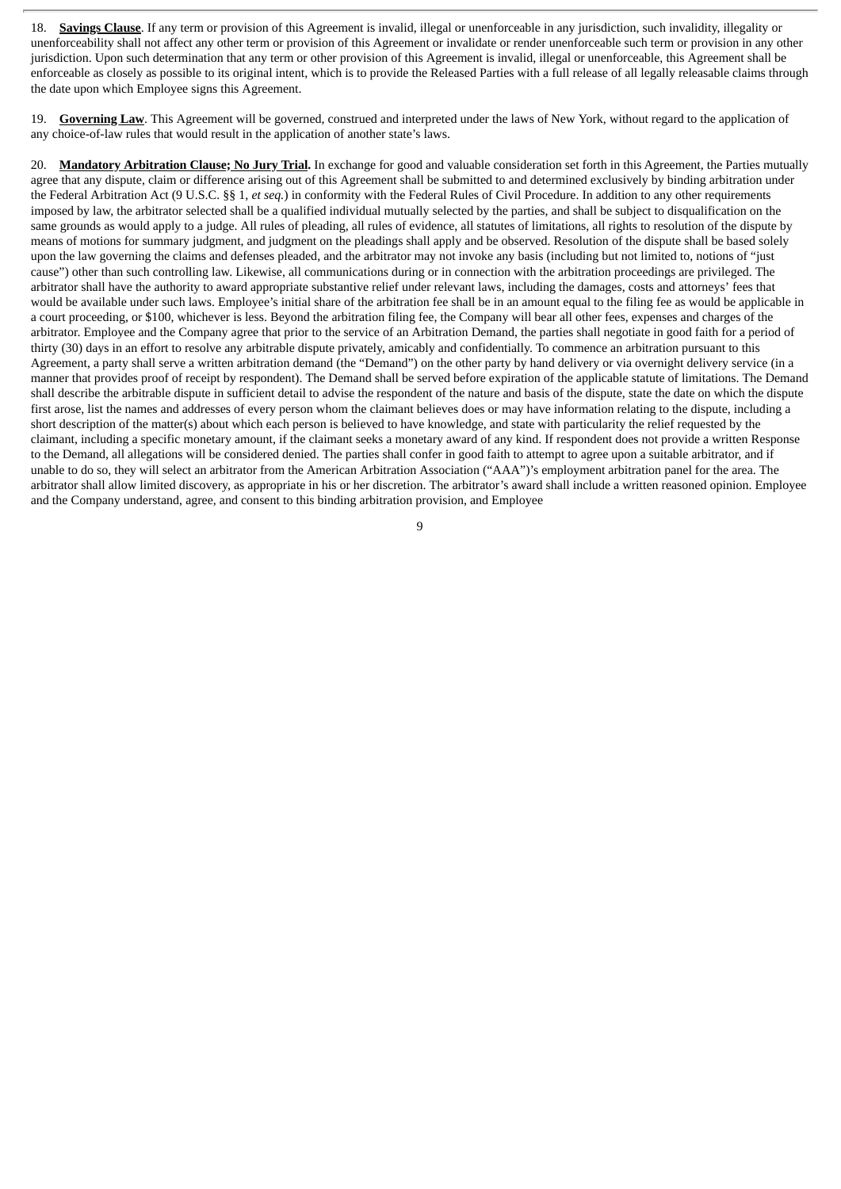18. **Savings Clause**. If any term or provision of this Agreement is invalid, illegal or unenforceable in any jurisdiction, such invalidity, illegality or unenforceability shall not affect any other term or provision of this Agreement or invalidate or render unenforceable such term or provision in any other jurisdiction. Upon such determination that any term or other provision of this Agreement is invalid, illegal or unenforceable, this Agreement shall be enforceable as closely as possible to its original intent, which is to provide the Released Parties with a full release of all legally releasable claims through the date upon which Employee signs this Agreement.

19. **Governing Law**. This Agreement will be governed, construed and interpreted under the laws of New York, without regard to the application of any choice-of-law rules that would result in the application of another state's laws.

20. **Mandatory Arbitration Clause; No Jury Trial.** In exchange for good and valuable consideration set forth in this Agreement, the Parties mutually agree that any dispute, claim or difference arising out of this Agreement shall be submitted to and determined exclusively by binding arbitration under the Federal Arbitration Act (9 U.S.C. §§ 1, *et seq.*) in conformity with the Federal Rules of Civil Procedure. In addition to any other requirements imposed by law, the arbitrator selected shall be a qualified individual mutually selected by the parties, and shall be subject to disqualification on the same grounds as would apply to a judge. All rules of pleading, all rules of evidence, all statutes of limitations, all rights to resolution of the dispute by means of motions for summary judgment, and judgment on the pleadings shall apply and be observed. Resolution of the dispute shall be based solely upon the law governing the claims and defenses pleaded, and the arbitrator may not invoke any basis (including but not limited to, notions of "just cause") other than such controlling law. Likewise, all communications during or in connection with the arbitration proceedings are privileged. The arbitrator shall have the authority to award appropriate substantive relief under relevant laws, including the damages, costs and attorneys' fees that would be available under such laws. Employee's initial share of the arbitration fee shall be in an amount equal to the filing fee as would be applicable in a court proceeding, or $100, whichever is less. Beyond the arbitration filing fee, the Company will bear all other fees, expenses and charges of the arbitrator. Employee and the Company agree that prior to the service of an Arbitration Demand, the parties shall negotiate in good faith for a period of thirty (30) days in an effort to resolve any arbitrable dispute privately, amicably and confidentially. To commence an arbitration pursuant to this Agreement, a party shall serve a written arbitration demand (the "Demand") on the other party by hand delivery or via overnight delivery service (in a manner that provides proof of receipt by respondent). The Demand shall be served before expiration of the applicable statute of limitations. The Demand shall describe the arbitrable dispute in sufficient detail to advise the respondent of the nature and basis of the dispute, state the date on which the dispute first arose, list the names and addresses of every person whom the claimant believes does or may have information relating to the dispute, including a short description of the matter(s) about which each person is believed to have knowledge, and state with particularity the relief requested by the claimant, including a specific monetary amount, if the claimant seeks a monetary award of any kind. If respondent does not provide a written Response to the Demand, all allegations will be considered denied. The parties shall confer in good faith to attempt to agree upon a suitable arbitrator, and if unable to do so, they will select an arbitrator from the American Arbitration Association ("AAA")'s employment arbitration panel for the area. The arbitrator shall allow limited discovery, as appropriate in his or her discretion. The arbitrator's award shall include a written reasoned opinion. Employee and the Company understand, agree, and consent to this binding arbitration provision, and Employee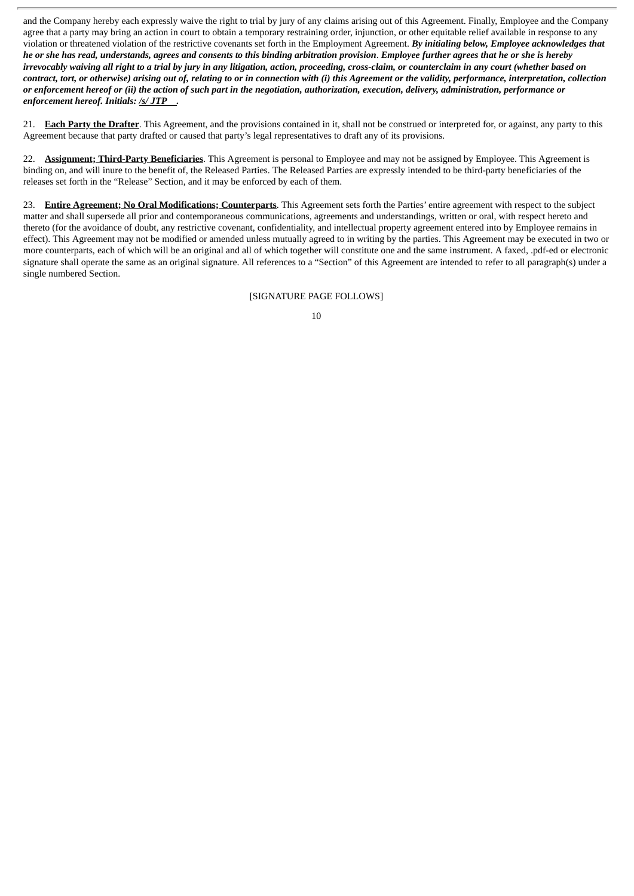and the Company hereby each expressly waive the right to trial by jury of any claims arising out of this Agreement. Finally, Employee and the Company agree that a party may bring an action in court to obtain a temporary restraining order, injunction, or other equitable relief available in response to any violation or threatened violation of the restrictive covenants set forth in the Employment Agreement. ***By initialing below, Employee acknowledges that he or she has read, understands, agrees and consents to this binding arbitration provision*. *Employee further agrees that he or she is hereby irrevocably waiving all right to a trial by jury in any litigation, action, proceeding, cross-claim, or counterclaim in any court (whether based on contract, tort, or otherwise) arising out of, relating to or in connection with (i) this Agreement or the validity, performance, interpretation, collection or enforcement hereof or (ii) the action of such part in the negotiation, authorization, execution, delivery, administration, performance or enforcement hereof. Initials: /s/ JTP .***

21. **Each Party the Drafter**. This Agreement, and the provisions contained in it, shall not be construed or interpreted for, or against, any party to this Agreement because that party drafted or caused that party's legal representatives to draft any of its provisions.

22. **Assignment; Third-Party Beneficiaries**. This Agreement is personal to Employee and may not be assigned by Employee. This Agreement is binding on, and will inure to the benefit of, the Released Parties. The Released Parties are expressly intended to be third-party beneficiaries of the releases set forth in the "Release" Section, and it may be enforced by each of them.

23. **Entire Agreement; No Oral Modifications; Counterparts**. This Agreement sets forth the Parties' entire agreement with respect to the subject matter and shall supersede all prior and contemporaneous communications, agreements and understandings, written or oral, with respect hereto and thereto (for the avoidance of doubt, any restrictive covenant, confidentiality, and intellectual property agreement entered into by Employee remains in effect). This Agreement may not be modified or amended unless mutually agreed to in writing by the parties. This Agreement may be executed in two or more counterparts, each of which will be an original and all of which together will constitute one and the same instrument. A faxed, .pdf-ed or electronic signature shall operate the same as an original signature. All references to a "Section" of this Agreement are intended to refer to all paragraph(s) under a single numbered Section.

[SIGNATURE PAGE FOLLOWS]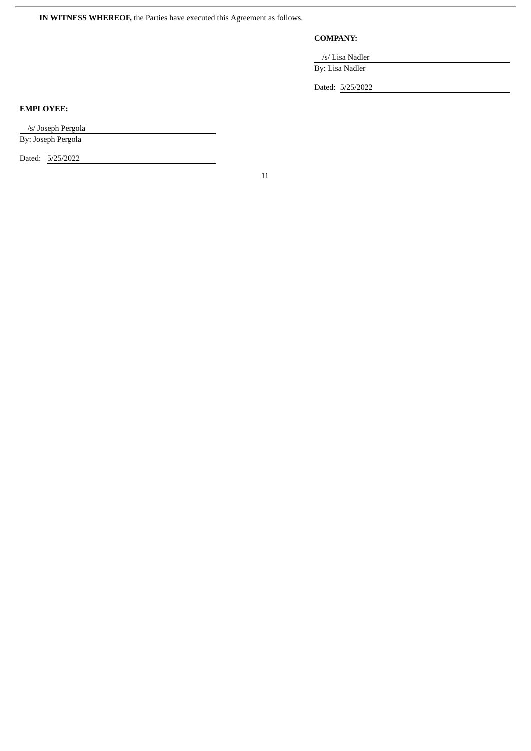**IN WITNESS WHEREOF,** the Parties have executed this Agreement as follows.

**COMPANY:**

/s/ Lisa Nadler
By: Lisa Nadler

Dated: 5/25/2022

**EMPLOYEE:**

/s/ Joseph Pergola
By: Joseph Pergola

Dated: 5/25/2022